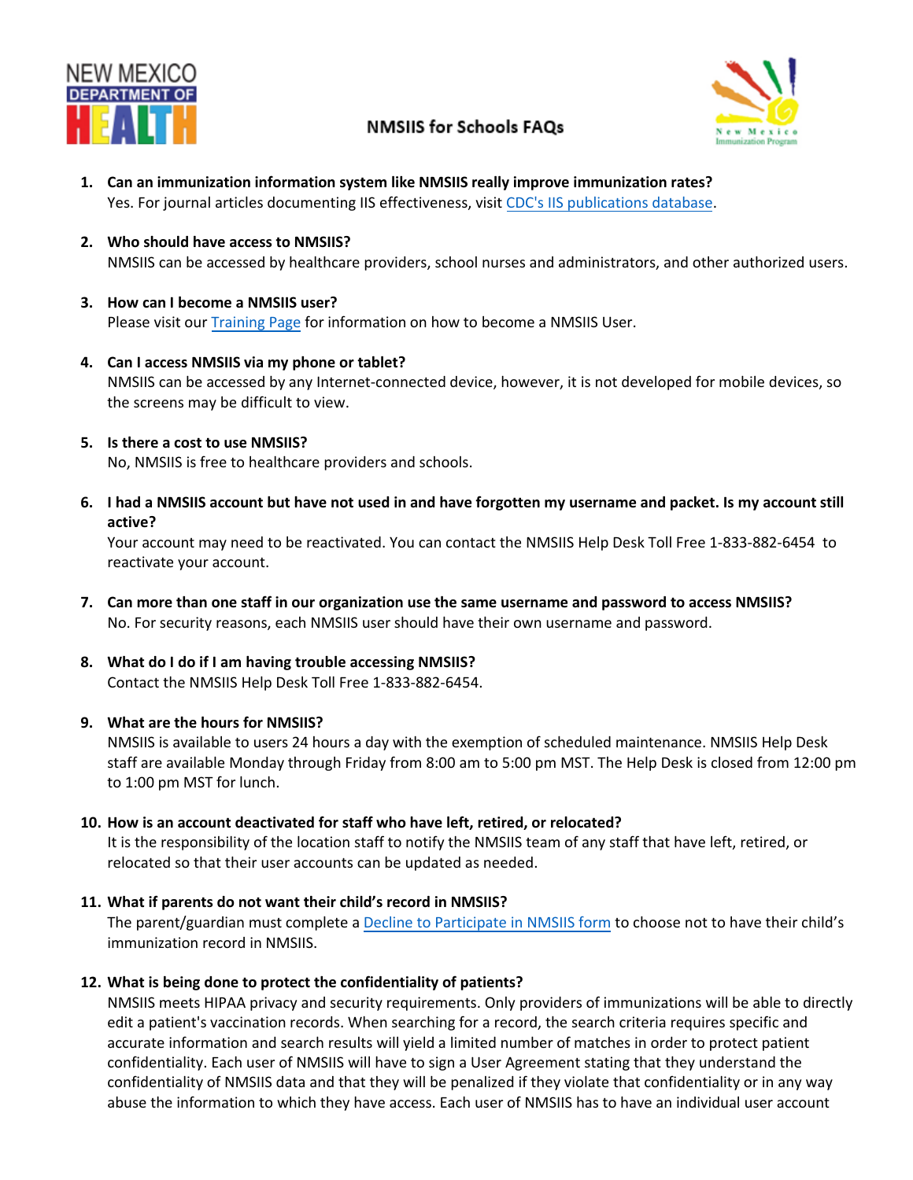# NMSIIS for Schools FAQs

1. **Can an immunization information system like NMSIIS really improve immunization rates?**
   Yes. For journal articles documenting IIS effectiveness, visit [CDC's IIS publications database](#).

2. **Who should have access to NMSIIS?**
   NMSIIS can be accessed by healthcare providers, school nurses and administrators, and other authorized users.

3. **How can I become a NMSIIS user?**
   Please visit our [Training Page](#) for information on how to become a NMSIIS User.

4. **Can I access NMSIIS via my phone or tablet?**
   NMSIIS can be accessed by any Internet-connected device, however, it is not developed for mobile devices, so the screens may be difficult to view.

5. **Is there a cost to use NMSIIS?**
   No, NMSIIS is free to healthcare providers and schools.

6. **I had a NMSIIS account but have not used in and have forgotten my username and packet. Is my account still active?**
   Your account may need to be reactivated. You can contact the NMSIIS Help Desk Toll Free 1-833-882-6454 to reactivate your account.

7. **Can more than one staff in our organization use the same username and password to access NMSIIS?**
   No. For security reasons, each NMSIIS user should have their own username and password.

8. **What do I do if I am having trouble accessing NMSIIS?**
   Contact the NMSIIS Help Desk Toll Free 1-833-882-6454.

9. **What are the hours for NMSIIS?**
   NMSIIS is available to users 24 hours a day with the exemption of scheduled maintenance. NMSIIS Help Desk staff are available Monday through Friday from 8:00 am to 5:00 pm MST. The Help Desk is closed from 12:00 pm to 1:00 pm MST for lunch.

10. **How is an account deactivated for staff who have left, retired, or relocated?**
    It is the responsibility of the location staff to notify the NMSIIS team of any staff that have left, retired, or relocated so that their user accounts can be updated as needed.

11. **What if parents do not want their child's record in NMSIIS?**
    The parent/guardian must complete a [Decline to Participate in NMSIIS form](#) to choose not to have their child's immunization record in NMSIIS.

12. **What is being done to protect the confidentiality of patients?**
    NMSIIS meets HIPAA privacy and security requirements. Only providers of immunizations will be able to directly edit a patient's vaccination records. When searching for a record, the search criteria requires specific and accurate information and search results will yield a limited number of matches in order to protect patient confidentiality. Each user of NMSIIS will have to sign a User Agreement stating that they understand the confidentiality of NMSIIS data and that they will be penalized if they violate that confidentiality or in any way abuse the information to which they have access. Each user of NMSIIS has to have an individual user account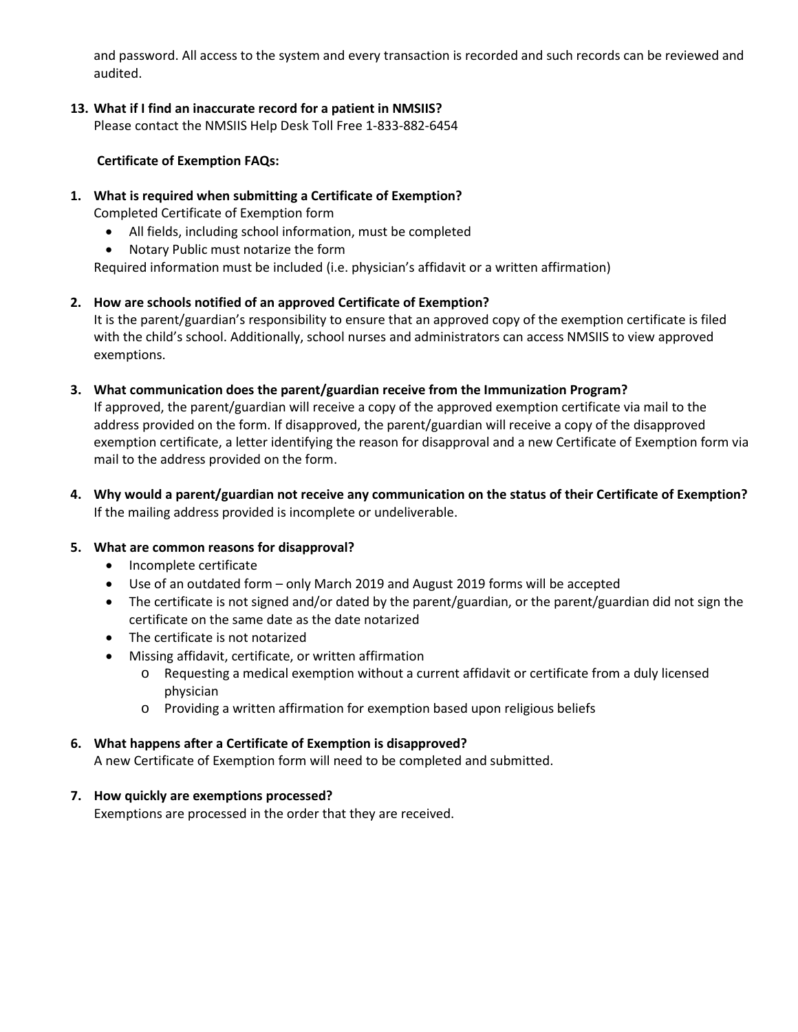and password. All access to the system and every transaction is recorded and such records can be reviewed and audited.

13. **What if I find an inaccurate record for a patient in NMSIIS?**
    Please contact the NMSIIS Help Desk Toll Free 1-833-882-6454

**Certificate of Exemption FAQs:**

1. **What is required when submitting a Certificate of Exemption?**
   Completed Certificate of Exemption form
   - All fields, including school information, must be completed
   - Notary Public must notarize the form

   Required information must be included (i.e. physician's affidavit or a written affirmation)

2. **How are schools notified of an approved Certificate of Exemption?**
   It is the parent/guardian's responsibility to ensure that an approved copy of the exemption certificate is filed with the child's school. Additionally, school nurses and administrators can access NMSIIS to view approved exemptions.

3. **What communication does the parent/guardian receive from the Immunization Program?**
   If approved, the parent/guardian will receive a copy of the approved exemption certificate via mail to the address provided on the form. If disapproved, the parent/guardian will receive a copy of the disapproved exemption certificate, a letter identifying the reason for disapproval and a new Certificate of Exemption form via mail to the address provided on the form.

4. **Why would a parent/guardian not receive any communication on the status of their Certificate of Exemption?**
   If the mailing address provided is incomplete or undeliverable.

5. **What are common reasons for disapproval?**
   - Incomplete certificate
   - Use of an outdated form – only March 2019 and August 2019 forms will be accepted
   - The certificate is not signed and/or dated by the parent/guardian, or the parent/guardian did not sign the certificate on the same date as the date notarized
   - The certificate is not notarized
   - Missing affidavit, certificate, or written affirmation
     - Requesting a medical exemption without a current affidavit or certificate from a duly licensed physician
     - Providing a written affirmation for exemption based upon religious beliefs

6. **What happens after a Certificate of Exemption is disapproved?**
   A new Certificate of Exemption form will need to be completed and submitted.

7. **How quickly are exemptions processed?**
   Exemptions are processed in the order that they are received.